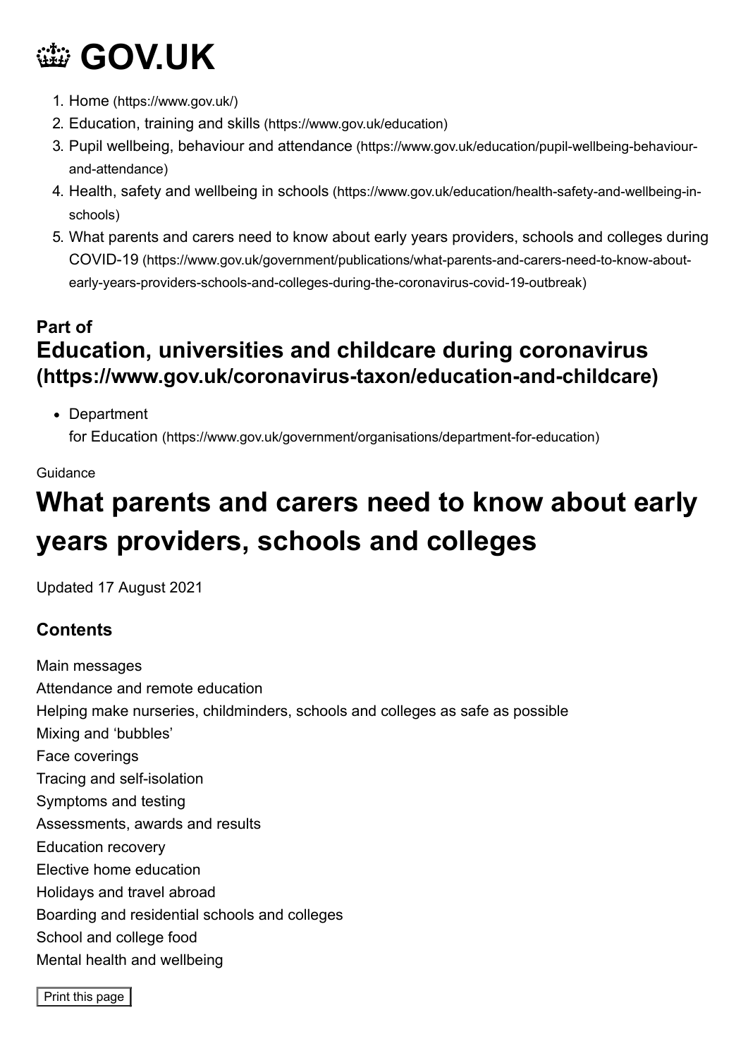# GOV.UK

1. Home (https://www.gov.uk/)
2. Education, training and skills (https://www.gov.uk/education)
3. Pupil wellbeing, behaviour and attendance (https://www.gov.uk/education/pupil-wellbeing-behaviour-and-attendance)
4. Health, safety and wellbeing in schools (https://www.gov.uk/education/health-safety-and-wellbeing-in-schools)
5. What parents and carers need to know about early years providers, schools and colleges during COVID-19 (https://www.gov.uk/government/publications/what-parents-and-carers-need-to-know-about-early-years-providers-schools-and-colleges-during-the-coronavirus-covid-19-outbreak)

**Part of**

## Education, universities and childcare during coronavirus (https://www.gov.uk/coronavirus-taxon/education-and-childcare)

- Department for Education (https://www.gov.uk/government/organisations/department-for-education)

Guidance

# What parents and carers need to know about early years providers, schools and colleges

Updated 17 August 2021

### Contents

Main messages
Attendance and remote education
Helping make nurseries, childminders, schools and colleges as safe as possible
Mixing and 'bubbles'
Face coverings
Tracing and self-isolation
Symptoms and testing
Assessments, awards and results
Education recovery
Elective home education
Holidays and travel abroad
Boarding and residential schools and colleges
School and college food
Mental health and wellbeing

Print this page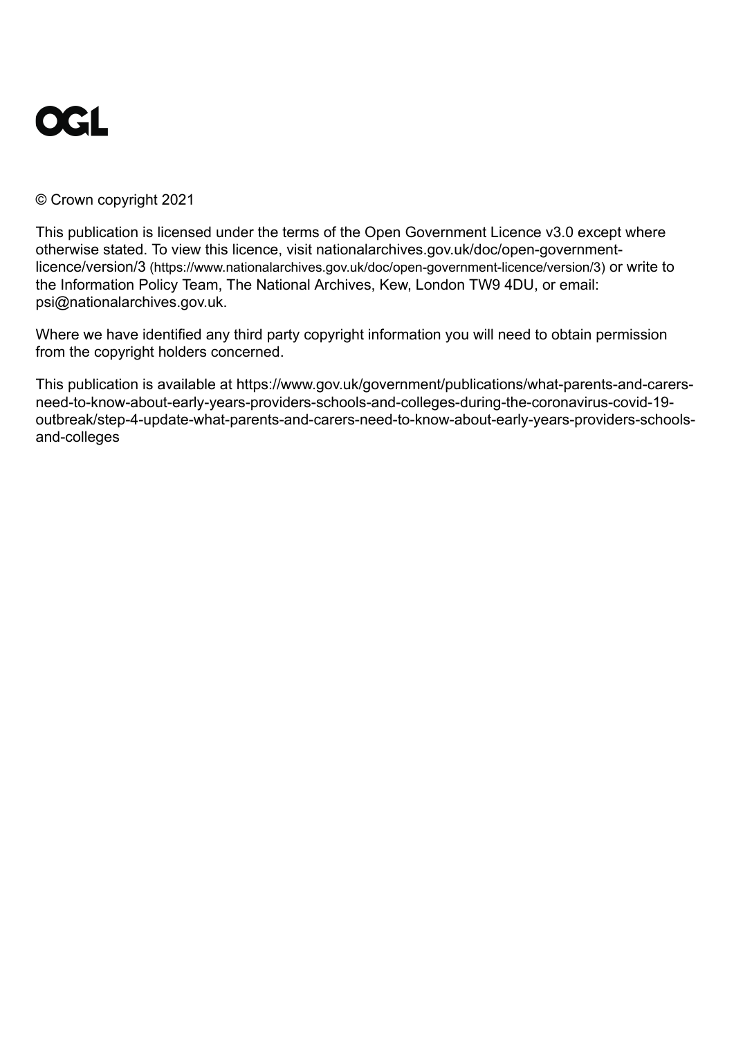OGL

© Crown copyright 2021

This publication is licensed under the terms of the Open Government Licence v3.0 except where otherwise stated. To view this licence, visit nationalarchives.gov.uk/doc/open-government-licence/version/3 (https://www.nationalarchives.gov.uk/doc/open-government-licence/version/3) or write to the Information Policy Team, The National Archives, Kew, London TW9 4DU, or email: psi@nationalarchives.gov.uk.

Where we have identified any third party copyright information you will need to obtain permission from the copyright holders concerned.

This publication is available at https://www.gov.uk/government/publications/what-parents-and-carers-need-to-know-about-early-years-providers-schools-and-colleges-during-the-coronavirus-covid-19-outbreak/step-4-update-what-parents-and-carers-need-to-know-about-early-years-providers-schools-and-colleges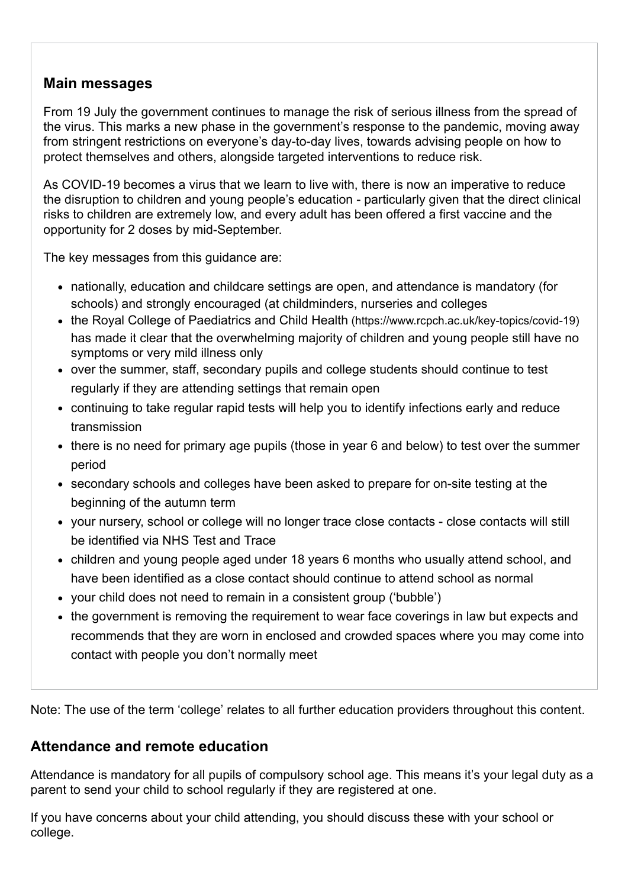## Main messages

From 19 July the government continues to manage the risk of serious illness from the spread of the virus. This marks a new phase in the government's response to the pandemic, moving away from stringent restrictions on everyone's day-to-day lives, towards advising people on how to protect themselves and others, alongside targeted interventions to reduce risk.

As COVID-19 becomes a virus that we learn to live with, there is now an imperative to reduce the disruption to children and young people's education - particularly given that the direct clinical risks to children are extremely low, and every adult has been offered a first vaccine and the opportunity for 2 doses by mid-September.

The key messages from this guidance are:

- nationally, education and childcare settings are open, and attendance is mandatory (for schools) and strongly encouraged (at childminders, nurseries and colleges
- the Royal College of Paediatrics and Child Health (https://www.rcpch.ac.uk/key-topics/covid-19) has made it clear that the overwhelming majority of children and young people still have no symptoms or very mild illness only
- over the summer, staff, secondary pupils and college students should continue to test regularly if they are attending settings that remain open
- continuing to take regular rapid tests will help you to identify infections early and reduce transmission
- there is no need for primary age pupils (those in year 6 and below) to test over the summer period
- secondary schools and colleges have been asked to prepare for on-site testing at the beginning of the autumn term
- your nursery, school or college will no longer trace close contacts - close contacts will still be identified via NHS Test and Trace
- children and young people aged under 18 years 6 months who usually attend school, and have been identified as a close contact should continue to attend school as normal
- your child does not need to remain in a consistent group ('bubble')
- the government is removing the requirement to wear face coverings in law but expects and recommends that they are worn in enclosed and crowded spaces where you may come into contact with people you don't normally meet

Note: The use of the term 'college' relates to all further education providers throughout this content.

## Attendance and remote education

Attendance is mandatory for all pupils of compulsory school age. This means it's your legal duty as a parent to send your child to school regularly if they are registered at one.

If you have concerns about your child attending, you should discuss these with your school or college.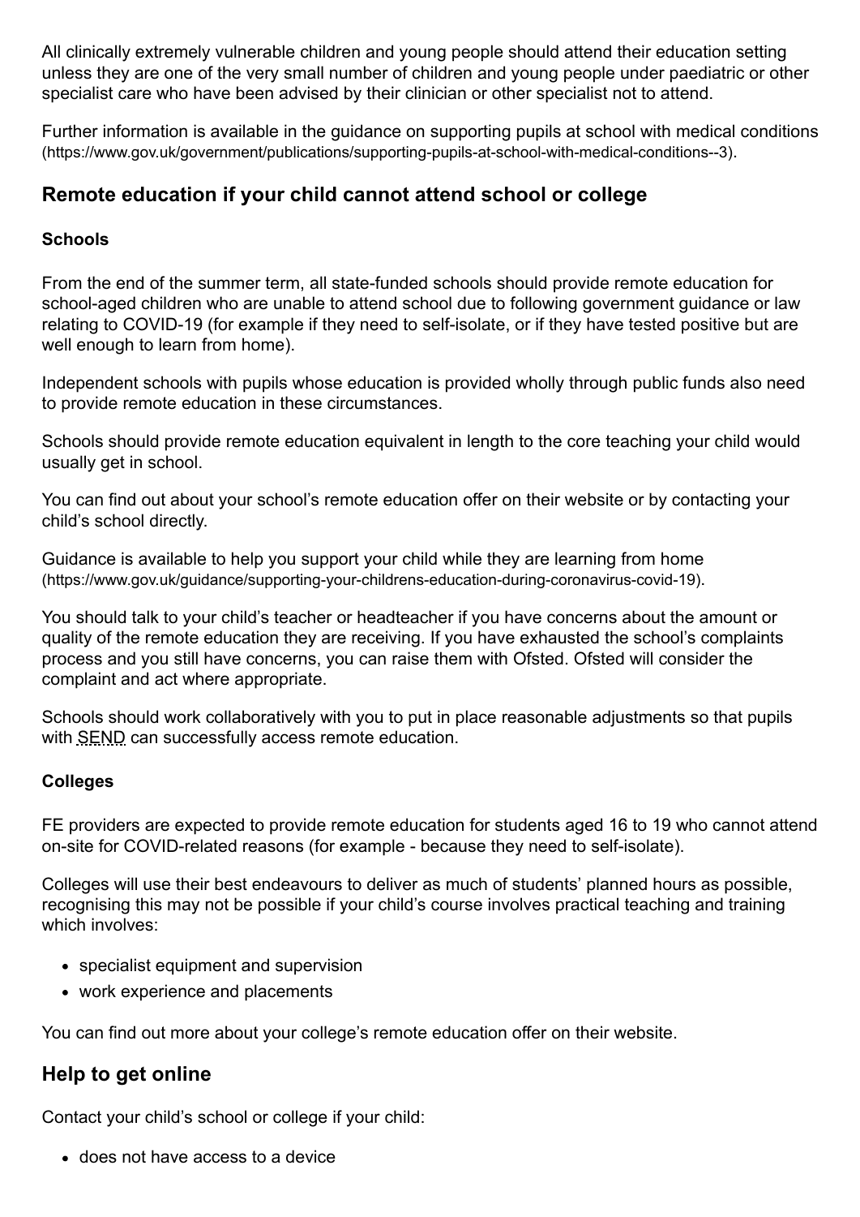All clinically extremely vulnerable children and young people should attend their education setting unless they are one of the very small number of children and young people under paediatric or other specialist care who have been advised by their clinician or other specialist not to attend.

Further information is available in the guidance on supporting pupils at school with medical conditions (https://www.gov.uk/government/publications/supporting-pupils-at-school-with-medical-conditions--3).

## Remote education if your child cannot attend school or college

### Schools

From the end of the summer term, all state-funded schools should provide remote education for school-aged children who are unable to attend school due to following government guidance or law relating to COVID-19 (for example if they need to self-isolate, or if they have tested positive but are well enough to learn from home).

Independent schools with pupils whose education is provided wholly through public funds also need to provide remote education in these circumstances.

Schools should provide remote education equivalent in length to the core teaching your child would usually get in school.

You can find out about your school's remote education offer on their website or by contacting your child's school directly.

Guidance is available to help you support your child while they are learning from home (https://www.gov.uk/guidance/supporting-your-childrens-education-during-coronavirus-covid-19).

You should talk to your child's teacher or headteacher if you have concerns about the amount or quality of the remote education they are receiving. If you have exhausted the school's complaints process and you still have concerns, you can raise them with Ofsted. Ofsted will consider the complaint and act where appropriate.

Schools should work collaboratively with you to put in place reasonable adjustments so that pupils with SEND can successfully access remote education.

### Colleges

FE providers are expected to provide remote education for students aged 16 to 19 who cannot attend on-site for COVID-related reasons (for example - because they need to self-isolate).

Colleges will use their best endeavours to deliver as much of students' planned hours as possible, recognising this may not be possible if your child's course involves practical teaching and training which involves:

- specialist equipment and supervision
- work experience and placements

You can find out more about your college's remote education offer on their website.

## Help to get online

Contact your child's school or college if your child:

- does not have access to a device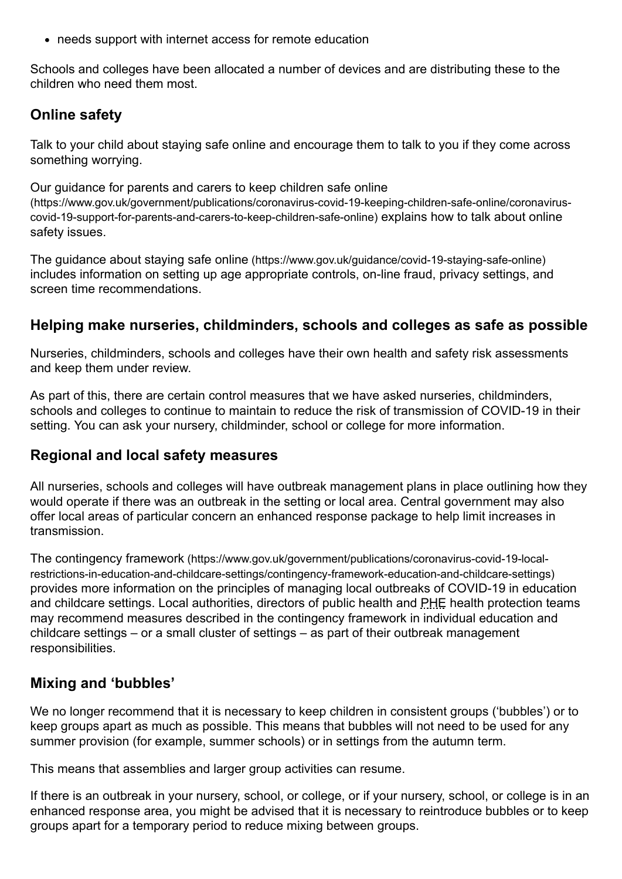- needs support with internet access for remote education

Schools and colleges have been allocated a number of devices and are distributing these to the children who need them most.

## Online safety

Talk to your child about staying safe online and encourage them to talk to you if they come across something worrying.

Our guidance for parents and carers to keep children safe online (https://www.gov.uk/government/publications/coronavirus-covid-19-keeping-children-safe-online/coronavirus-covid-19-support-for-parents-and-carers-to-keep-children-safe-online) explains how to talk about online safety issues.

The guidance about staying safe online (https://www.gov.uk/guidance/covid-19-staying-safe-online) includes information on setting up age appropriate controls, on-line fraud, privacy settings, and screen time recommendations.

## Helping make nurseries, childminders, schools and colleges as safe as possible

Nurseries, childminders, schools and colleges have their own health and safety risk assessments and keep them under review.

As part of this, there are certain control measures that we have asked nurseries, childminders, schools and colleges to continue to maintain to reduce the risk of transmission of COVID-19 in their setting. You can ask your nursery, childminder, school or college for more information.

## Regional and local safety measures

All nurseries, schools and colleges will have outbreak management plans in place outlining how they would operate if there was an outbreak in the setting or local area. Central government may also offer local areas of particular concern an enhanced response package to help limit increases in transmission.

The contingency framework (https://www.gov.uk/government/publications/coronavirus-covid-19-local-restrictions-in-education-and-childcare-settings/contingency-framework-education-and-childcare-settings) provides more information on the principles of managing local outbreaks of COVID-19 in education and childcare settings. Local authorities, directors of public health and PHE health protection teams may recommend measures described in the contingency framework in individual education and childcare settings – or a small cluster of settings – as part of their outbreak management responsibilities.

## Mixing and 'bubbles'

We no longer recommend that it is necessary to keep children in consistent groups ('bubbles') or to keep groups apart as much as possible. This means that bubbles will not need to be used for any summer provision (for example, summer schools) or in settings from the autumn term.

This means that assemblies and larger group activities can resume.

If there is an outbreak in your nursery, school, or college, or if your nursery, school, or college is in an enhanced response area, you might be advised that it is necessary to reintroduce bubbles or to keep groups apart for a temporary period to reduce mixing between groups.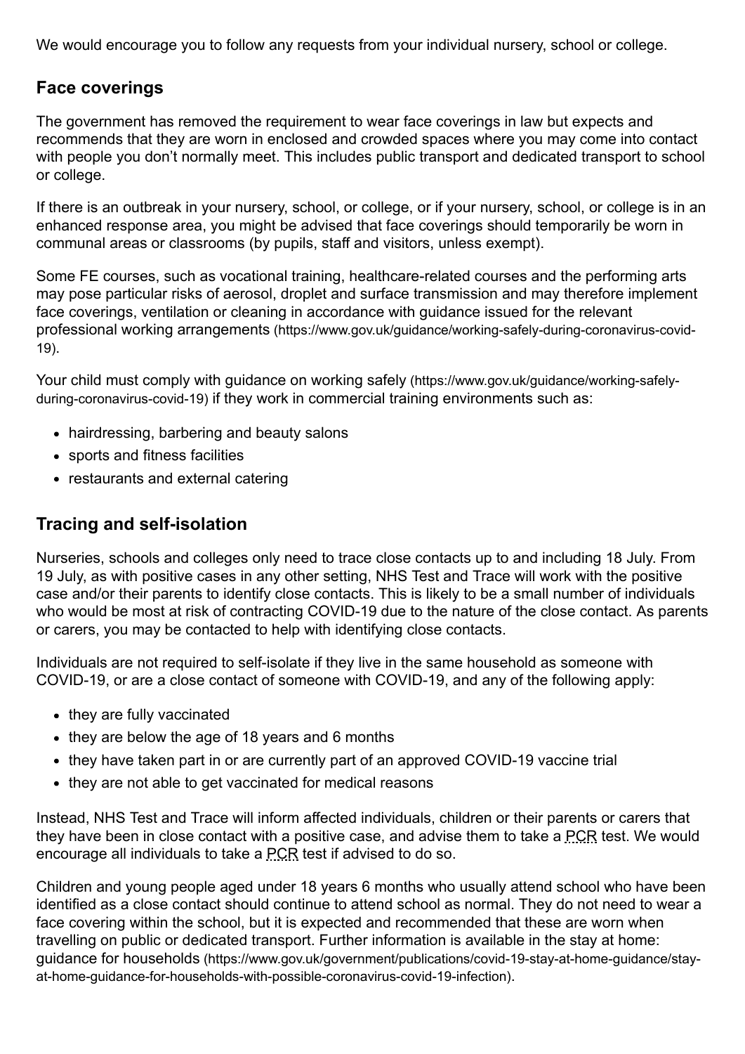We would encourage you to follow any requests from your individual nursery, school or college.

## Face coverings

The government has removed the requirement to wear face coverings in law but expects and recommends that they are worn in enclosed and crowded spaces where you may come into contact with people you don't normally meet. This includes public transport and dedicated transport to school or college.

If there is an outbreak in your nursery, school, or college, or if your nursery, school, or college is in an enhanced response area, you might be advised that face coverings should temporarily be worn in communal areas or classrooms (by pupils, staff and visitors, unless exempt).

Some FE courses, such as vocational training, healthcare-related courses and the performing arts may pose particular risks of aerosol, droplet and surface transmission and may therefore implement face coverings, ventilation or cleaning in accordance with guidance issued for the relevant professional working arrangements (https://www.gov.uk/guidance/working-safely-during-coronavirus-covid-19).

Your child must comply with guidance on working safely (https://www.gov.uk/guidance/working-safely-during-coronavirus-covid-19) if they work in commercial training environments such as:

- hairdressing, barbering and beauty salons
- sports and fitness facilities
- restaurants and external catering

## Tracing and self-isolation

Nurseries, schools and colleges only need to trace close contacts up to and including 18 July. From 19 July, as with positive cases in any other setting, NHS Test and Trace will work with the positive case and/or their parents to identify close contacts. This is likely to be a small number of individuals who would be most at risk of contracting COVID-19 due to the nature of the close contact. As parents or carers, you may be contacted to help with identifying close contacts.

Individuals are not required to self-isolate if they live in the same household as someone with COVID-19, or are a close contact of someone with COVID-19, and any of the following apply:

- they are fully vaccinated
- they are below the age of 18 years and 6 months
- they have taken part in or are currently part of an approved COVID-19 vaccine trial
- they are not able to get vaccinated for medical reasons

Instead, NHS Test and Trace will inform affected individuals, children or their parents or carers that they have been in close contact with a positive case, and advise them to take a PCR test. We would encourage all individuals to take a PCR test if advised to do so.

Children and young people aged under 18 years 6 months who usually attend school who have been identified as a close contact should continue to attend school as normal. They do not need to wear a face covering within the school, but it is expected and recommended that these are worn when travelling on public or dedicated transport. Further information is available in the stay at home: guidance for households (https://www.gov.uk/government/publications/covid-19-stay-at-home-guidance/stay-at-home-guidance-for-households-with-possible-coronavirus-covid-19-infection).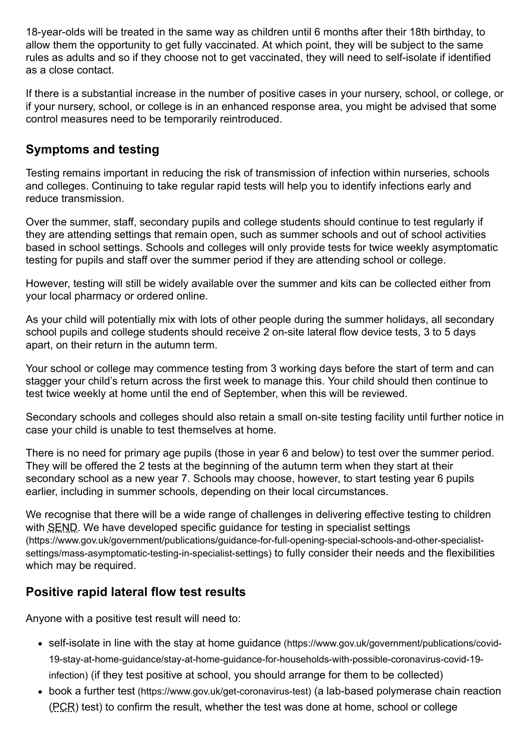18-year-olds will be treated in the same way as children until 6 months after their 18th birthday, to allow them the opportunity to get fully vaccinated. At which point, they will be subject to the same rules as adults and so if they choose not to get vaccinated, they will need to self-isolate if identified as a close contact.

If there is a substantial increase in the number of positive cases in your nursery, school, or college, or if your nursery, school, or college is in an enhanced response area, you might be advised that some control measures need to be temporarily reintroduced.

## Symptoms and testing

Testing remains important in reducing the risk of transmission of infection within nurseries, schools and colleges. Continuing to take regular rapid tests will help you to identify infections early and reduce transmission.

Over the summer, staff, secondary pupils and college students should continue to test regularly if they are attending settings that remain open, such as summer schools and out of school activities based in school settings. Schools and colleges will only provide tests for twice weekly asymptomatic testing for pupils and staff over the summer period if they are attending school or college.

However, testing will still be widely available over the summer and kits can be collected either from your local pharmacy or ordered online.

As your child will potentially mix with lots of other people during the summer holidays, all secondary school pupils and college students should receive 2 on-site lateral flow device tests, 3 to 5 days apart, on their return in the autumn term.

Your school or college may commence testing from 3 working days before the start of term and can stagger your child's return across the first week to manage this. Your child should then continue to test twice weekly at home until the end of September, when this will be reviewed.

Secondary schools and colleges should also retain a small on-site testing facility until further notice in case your child is unable to test themselves at home.

There is no need for primary age pupils (those in year 6 and below) to test over the summer period. They will be offered the 2 tests at the beginning of the autumn term when they start at their secondary school as a new year 7. Schools may choose, however, to start testing year 6 pupils earlier, including in summer schools, depending on their local circumstances.

We recognise that there will be a wide range of challenges in delivering effective testing to children with SEND. We have developed specific guidance for testing in specialist settings (https://www.gov.uk/government/publications/guidance-for-full-opening-special-schools-and-other-specialist-settings/mass-asymptomatic-testing-in-specialist-settings) to fully consider their needs and the flexibilities which may be required.

## Positive rapid lateral flow test results

Anyone with a positive test result will need to:

- self-isolate in line with the stay at home guidance (https://www.gov.uk/government/publications/covid-19-stay-at-home-guidance/stay-at-home-guidance-for-households-with-possible-coronavirus-covid-19-infection) (if they test positive at school, you should arrange for them to be collected)
- book a further test (https://www.gov.uk/get-coronavirus-test) (a lab-based polymerase chain reaction (PCR) test) to confirm the result, whether the test was done at home, school or college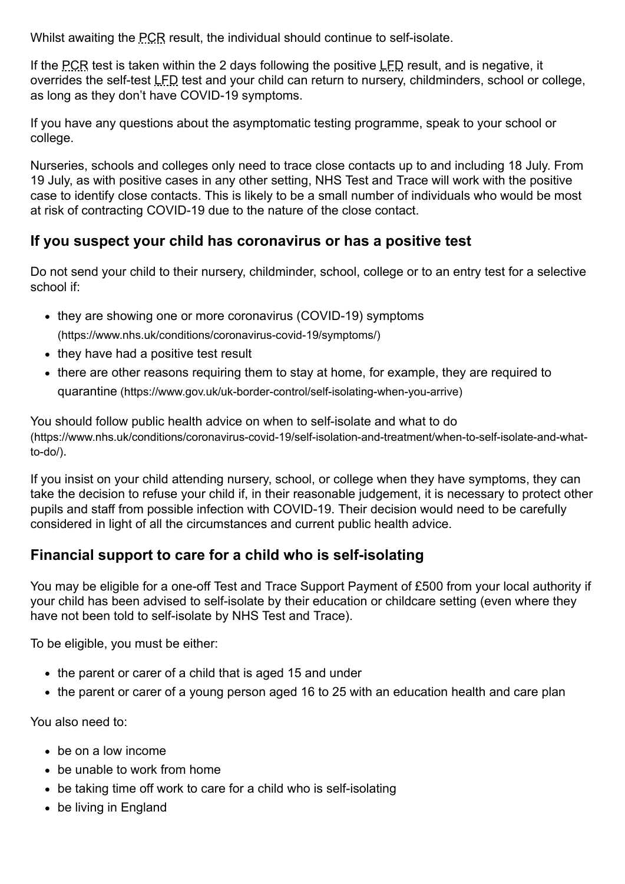Whilst awaiting the PCR result, the individual should continue to self-isolate.

If the PCR test is taken within the 2 days following the positive LFD result, and is negative, it overrides the self-test LFD test and your child can return to nursery, childminders, school or college, as long as they don't have COVID-19 symptoms.

If you have any questions about the asymptomatic testing programme, speak to your school or college.

Nurseries, schools and colleges only need to trace close contacts up to and including 18 July. From 19 July, as with positive cases in any other setting, NHS Test and Trace will work with the positive case to identify close contacts. This is likely to be a small number of individuals who would be most at risk of contracting COVID-19 due to the nature of the close contact.

## If you suspect your child has coronavirus or has a positive test

Do not send your child to their nursery, childminder, school, college or to an entry test for a selective school if:

- they are showing one or more coronavirus (COVID-19) symptoms (https://www.nhs.uk/conditions/coronavirus-covid-19/symptoms/)
- they have had a positive test result
- there are other reasons requiring them to stay at home, for example, they are required to quarantine (https://www.gov.uk/uk-border-control/self-isolating-when-you-arrive)

You should follow public health advice on when to self-isolate and what to do (https://www.nhs.uk/conditions/coronavirus-covid-19/self-isolation-and-treatment/when-to-self-isolate-and-what-to-do/).

If you insist on your child attending nursery, school, or college when they have symptoms, they can take the decision to refuse your child if, in their reasonable judgement, it is necessary to protect other pupils and staff from possible infection with COVID-19. Their decision would need to be carefully considered in light of all the circumstances and current public health advice.

## Financial support to care for a child who is self-isolating

You may be eligible for a one-off Test and Trace Support Payment of £500 from your local authority if your child has been advised to self-isolate by their education or childcare setting (even where they have not been told to self-isolate by NHS Test and Trace).

To be eligible, you must be either:

- the parent or carer of a child that is aged 15 and under
- the parent or carer of a young person aged 16 to 25 with an education health and care plan

You also need to:

- be on a low income
- be unable to work from home
- be taking time off work to care for a child who is self-isolating
- be living in England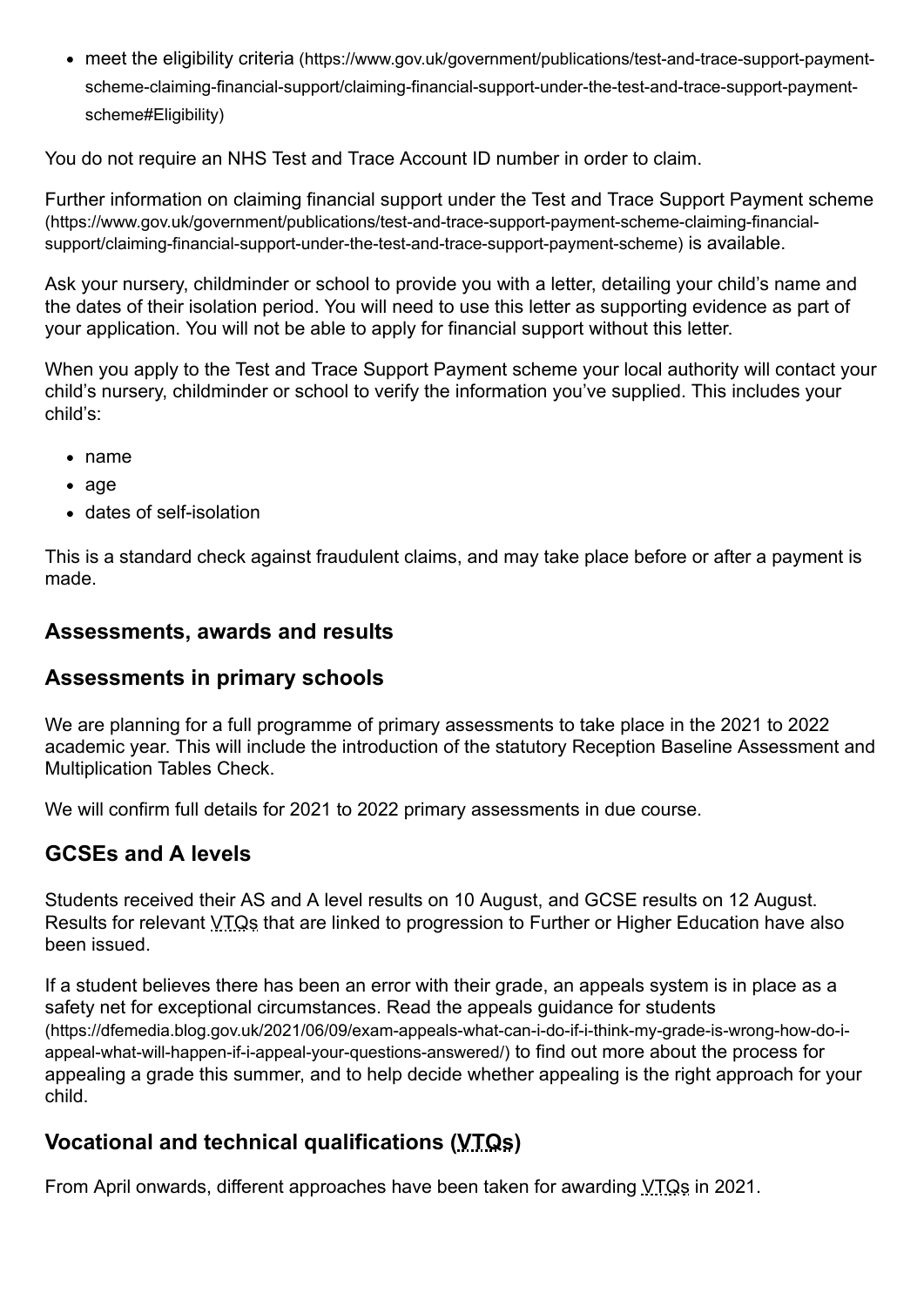- meet the eligibility criteria (https://www.gov.uk/government/publications/test-and-trace-support-payment-scheme-claiming-financial-support/claiming-financial-support-under-the-test-and-trace-support-payment-scheme#Eligibility)

You do not require an NHS Test and Trace Account ID number in order to claim.

Further information on claiming financial support under the Test and Trace Support Payment scheme (https://www.gov.uk/government/publications/test-and-trace-support-payment-scheme-claiming-financial-support/claiming-financial-support-under-the-test-and-trace-support-payment-scheme) is available.

Ask your nursery, childminder or school to provide you with a letter, detailing your child's name and the dates of their isolation period. You will need to use this letter as supporting evidence as part of your application. You will not be able to apply for financial support without this letter.

When you apply to the Test and Trace Support Payment scheme your local authority will contact your child's nursery, childminder or school to verify the information you've supplied. This includes your child's:

- name
- age
- dates of self-isolation

This is a standard check against fraudulent claims, and may take place before or after a payment is made.

## Assessments, awards and results

## Assessments in primary schools

We are planning for a full programme of primary assessments to take place in the 2021 to 2022 academic year. This will include the introduction of the statutory Reception Baseline Assessment and Multiplication Tables Check.

We will confirm full details for 2021 to 2022 primary assessments in due course.

## GCSEs and A levels

Students received their AS and A level results on 10 August, and GCSE results on 12 August. Results for relevant VTQs that are linked to progression to Further or Higher Education have also been issued.

If a student believes there has been an error with their grade, an appeals system is in place as a safety net for exceptional circumstances. Read the appeals guidance for students (https://dfemedia.blog.gov.uk/2021/06/09/exam-appeals-what-can-i-do-if-i-think-my-grade-is-wrong-how-do-i-appeal-what-will-happen-if-i-appeal-your-questions-answered/) to find out more about the process for appealing a grade this summer, and to help decide whether appealing is the right approach for your child.

## Vocational and technical qualifications (VTQs)

From April onwards, different approaches have been taken for awarding VTQs in 2021.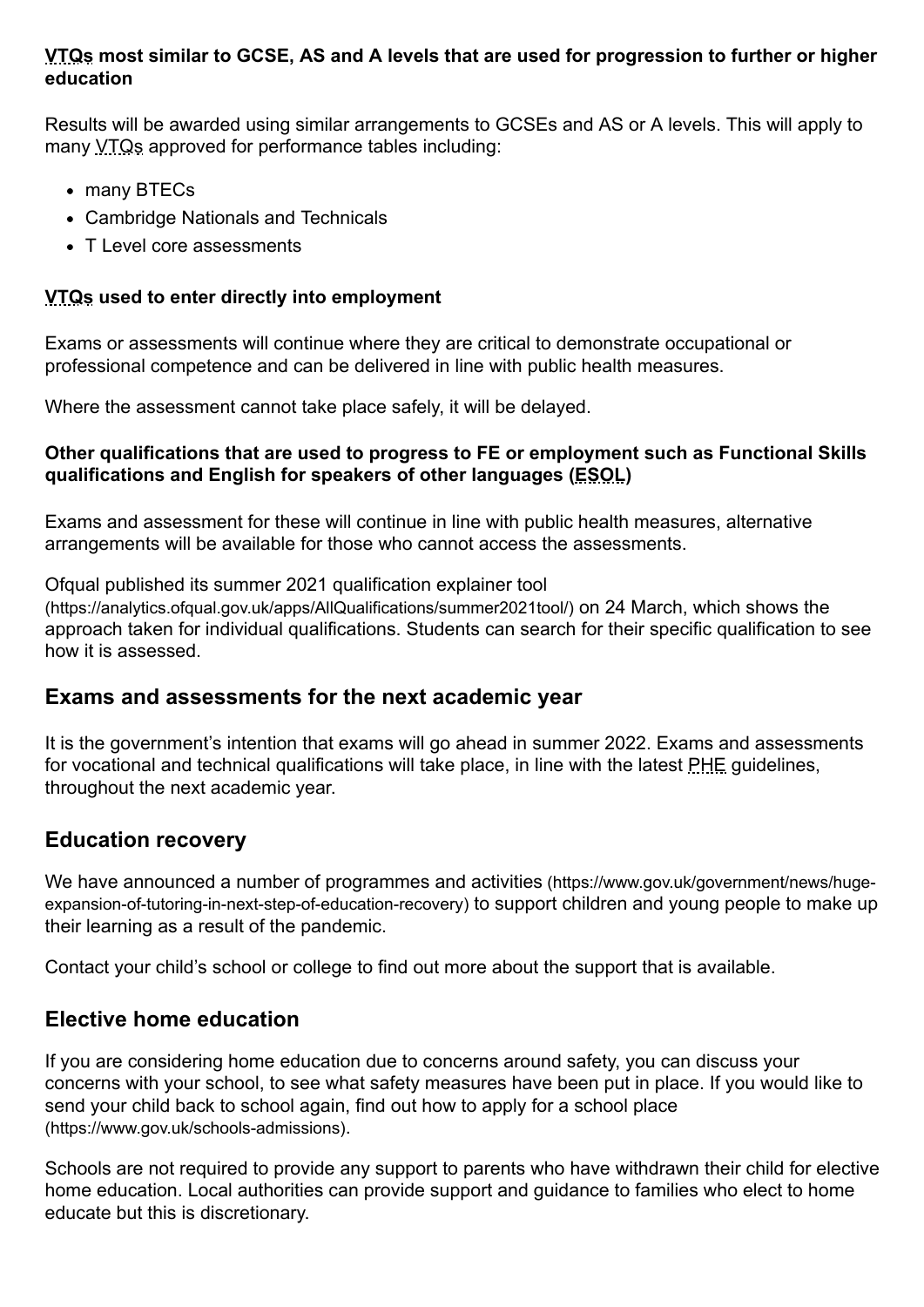**VTQs most similar to GCSE, AS and A levels that are used for progression to further or higher education**

Results will be awarded using similar arrangements to GCSEs and AS or A levels. This will apply to many VTQs approved for performance tables including:

- many BTECs
- Cambridge Nationals and Technicals
- T Level core assessments

**VTQs used to enter directly into employment**

Exams or assessments will continue where they are critical to demonstrate occupational or professional competence and can be delivered in line with public health measures.

Where the assessment cannot take place safely, it will be delayed.

**Other qualifications that are used to progress to FE or employment such as Functional Skills qualifications and English for speakers of other languages (ESOL)**

Exams and assessment for these will continue in line with public health measures, alternative arrangements will be available for those who cannot access the assessments.

Ofqual published its summer 2021 qualification explainer tool (https://analytics.ofqual.gov.uk/apps/AllQualifications/summer2021tool/) on 24 March, which shows the approach taken for individual qualifications. Students can search for their specific qualification to see how it is assessed.

## Exams and assessments for the next academic year

It is the government's intention that exams will go ahead in summer 2022. Exams and assessments for vocational and technical qualifications will take place, in line with the latest PHE guidelines, throughout the next academic year.

## Education recovery

We have announced a number of programmes and activities (https://www.gov.uk/government/news/huge-expansion-of-tutoring-in-next-step-of-education-recovery) to support children and young people to make up their learning as a result of the pandemic.

Contact your child's school or college to find out more about the support that is available.

## Elective home education

If you are considering home education due to concerns around safety, you can discuss your concerns with your school, to see what safety measures have been put in place. If you would like to send your child back to school again, find out how to apply for a school place (https://www.gov.uk/schools-admissions).

Schools are not required to provide any support to parents who have withdrawn their child for elective home education. Local authorities can provide support and guidance to families who elect to home educate but this is discretionary.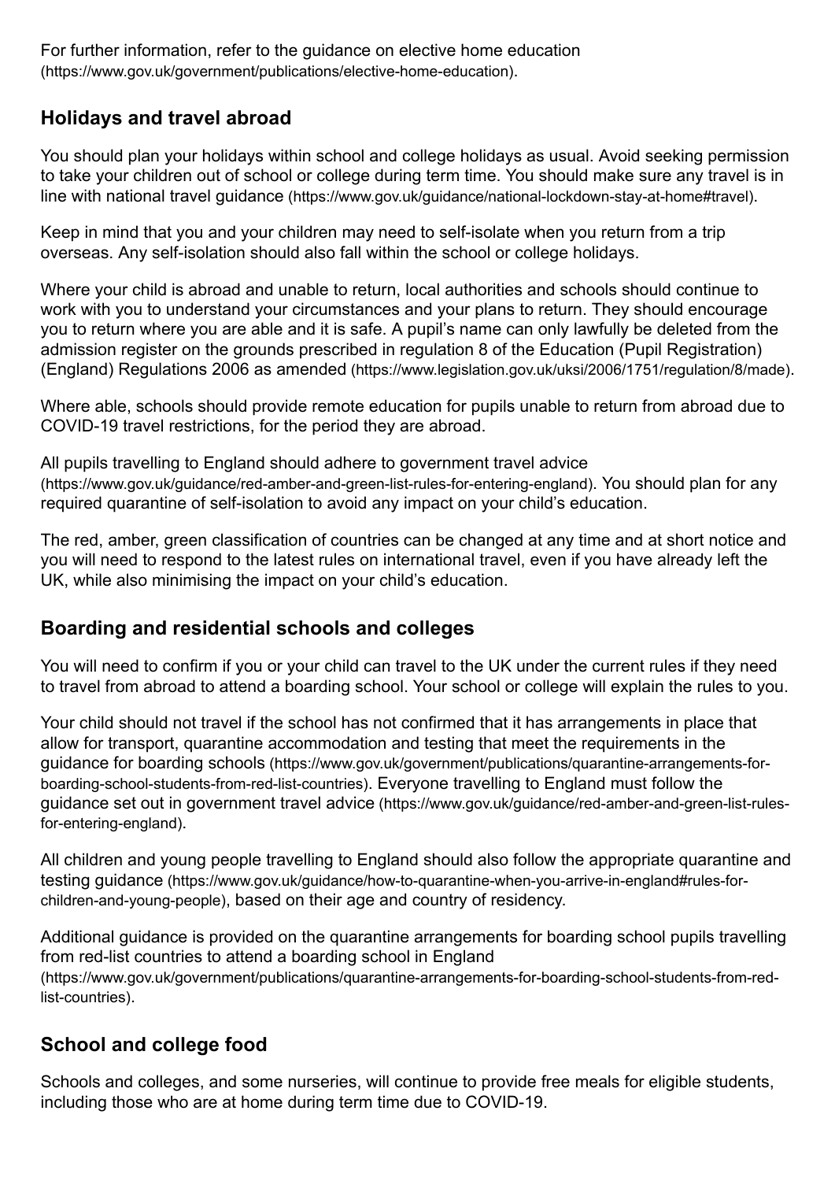For further information, refer to the guidance on elective home education (https://www.gov.uk/government/publications/elective-home-education).

## Holidays and travel abroad

You should plan your holidays within school and college holidays as usual. Avoid seeking permission to take your children out of school or college during term time. You should make sure any travel is in line with national travel guidance (https://www.gov.uk/guidance/national-lockdown-stay-at-home#travel).

Keep in mind that you and your children may need to self-isolate when you return from a trip overseas. Any self-isolation should also fall within the school or college holidays.

Where your child is abroad and unable to return, local authorities and schools should continue to work with you to understand your circumstances and your plans to return. They should encourage you to return where you are able and it is safe. A pupil's name can only lawfully be deleted from the admission register on the grounds prescribed in regulation 8 of the Education (Pupil Registration) (England) Regulations 2006 as amended (https://www.legislation.gov.uk/uksi/2006/1751/regulation/8/made).

Where able, schools should provide remote education for pupils unable to return from abroad due to COVID-19 travel restrictions, for the period they are abroad.

All pupils travelling to England should adhere to government travel advice (https://www.gov.uk/guidance/red-amber-and-green-list-rules-for-entering-england). You should plan for any required quarantine of self-isolation to avoid any impact on your child's education.

The red, amber, green classification of countries can be changed at any time and at short notice and you will need to respond to the latest rules on international travel, even if you have already left the UK, while also minimising the impact on your child's education.

## Boarding and residential schools and colleges

You will need to confirm if you or your child can travel to the UK under the current rules if they need to travel from abroad to attend a boarding school. Your school or college will explain the rules to you.

Your child should not travel if the school has not confirmed that it has arrangements in place that allow for transport, quarantine accommodation and testing that meet the requirements in the guidance for boarding schools (https://www.gov.uk/government/publications/quarantine-arrangements-for-boarding-school-students-from-red-list-countries). Everyone travelling to England must follow the guidance set out in government travel advice (https://www.gov.uk/guidance/red-amber-and-green-list-rules-for-entering-england).

All children and young people travelling to England should also follow the appropriate quarantine and testing guidance (https://www.gov.uk/guidance/how-to-quarantine-when-you-arrive-in-england#rules-for-children-and-young-people), based on their age and country of residency.

Additional guidance is provided on the quarantine arrangements for boarding school pupils travelling from red-list countries to attend a boarding school in England (https://www.gov.uk/government/publications/quarantine-arrangements-for-boarding-school-students-from-red-list-countries).

## School and college food

Schools and colleges, and some nurseries, will continue to provide free meals for eligible students, including those who are at home during term time due to COVID-19.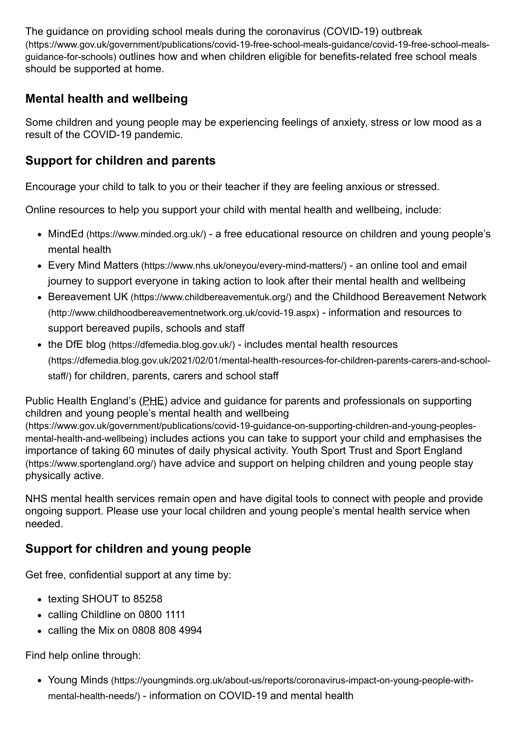The guidance on providing school meals during the coronavirus (COVID-19) outbreak (https://www.gov.uk/government/publications/covid-19-free-school-meals-guidance/covid-19-free-school-meals-guidance-for-schools) outlines how and when children eligible for benefits-related free school meals should be supported at home.

## Mental health and wellbeing

Some children and young people may be experiencing feelings of anxiety, stress or low mood as a result of the COVID-19 pandemic.

## Support for children and parents

Encourage your child to talk to you or their teacher if they are feeling anxious or stressed.

Online resources to help you support your child with mental health and wellbeing, include:

- MindEd (https://www.minded.org.uk/) - a free educational resource on children and young people's mental health
- Every Mind Matters (https://www.nhs.uk/oneyou/every-mind-matters/) - an online tool and email journey to support everyone in taking action to look after their mental health and wellbeing
- Bereavement UK (https://www.childbereavementuk.org/) and the Childhood Bereavement Network (http://www.childhoodbereavementnetwork.org.uk/covid-19.aspx) - information and resources to support bereaved pupils, schools and staff
- the DfE blog (https://dfemedia.blog.gov.uk/) - includes mental health resources (https://dfemedia.blog.gov.uk/2021/02/01/mental-health-resources-for-children-parents-carers-and-school-staff/) for children, parents, carers and school staff

Public Health England's (PHE) advice and guidance for parents and professionals on supporting children and young people's mental health and wellbeing (https://www.gov.uk/government/publications/covid-19-guidance-on-supporting-children-and-young-peoples-mental-health-and-wellbeing) includes actions you can take to support your child and emphasises the importance of taking 60 minutes of daily physical activity. Youth Sport Trust and Sport England (https://www.sportengland.org/) have advice and support on helping children and young people stay physically active.

NHS mental health services remain open and have digital tools to connect with people and provide ongoing support. Please use your local children and young people's mental health service when needed.

## Support for children and young people

Get free, confidential support at any time by:

- texting SHOUT to 85258
- calling Childline on 0800 1111
- calling the Mix on 0808 808 4994

Find help online through:

- Young Minds (https://youngminds.org.uk/about-us/reports/coronavirus-impact-on-young-people-with-mental-health-needs/) - information on COVID-19 and mental health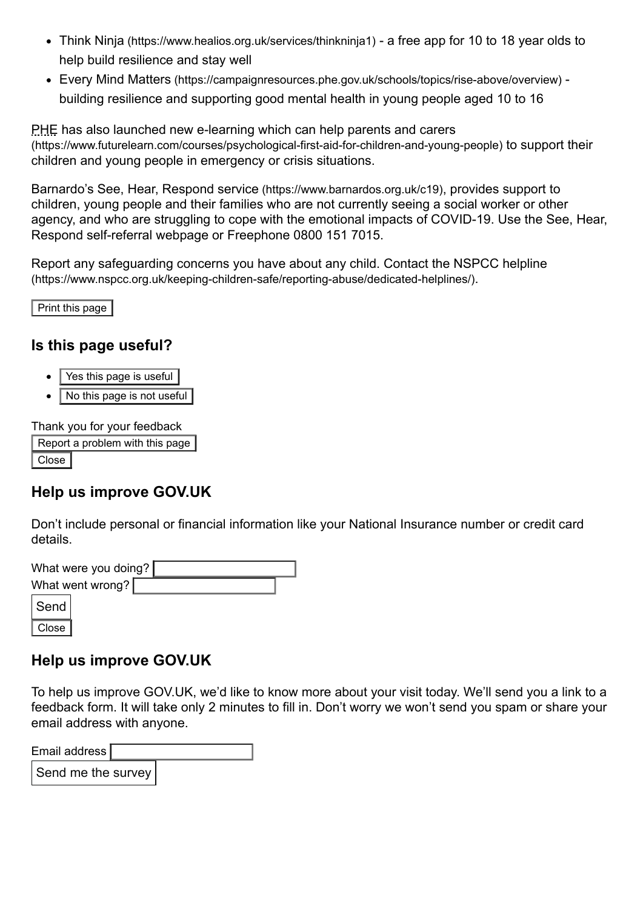- Think Ninja (https://www.healios.org.uk/services/thinkninja1) - a free app for 10 to 18 year olds to help build resilience and stay well
- Every Mind Matters (https://campaignresources.phe.gov.uk/schools/topics/rise-above/overview) - building resilience and supporting good mental health in young people aged 10 to 16

PHE has also launched new e-learning which can help parents and carers (https://www.futurelearn.com/courses/psychological-first-aid-for-children-and-young-people) to support their children and young people in emergency or crisis situations.

Barnardo's See, Hear, Respond service (https://www.barnardos.org.uk/c19), provides support to children, young people and their families who are not currently seeing a social worker or other agency, and who are struggling to cope with the emotional impacts of COVID-19. Use the See, Hear, Respond self-referral webpage or Freephone 0800 151 7015.

Report any safeguarding concerns you have about any child. Contact the NSPCC helpline (https://www.nspcc.org.uk/keeping-children-safe/reporting-abuse/dedicated-helplines/).

Print this page

## Is this page useful?

- Yes this page is useful
- No this page is not useful

Thank you for your feedback

Report a problem with this page

Close

## Help us improve GOV.UK

Don't include personal or financial information like your National Insurance number or credit card details.

What were you doing?

What went wrong?

Send

Close

## Help us improve GOV.UK

To help us improve GOV.UK, we'd like to know more about your visit today. We'll send you a link to a feedback form. It will take only 2 minutes to fill in. Don't worry we won't send you spam or share your email address with anyone.

Email address

Send me the survey